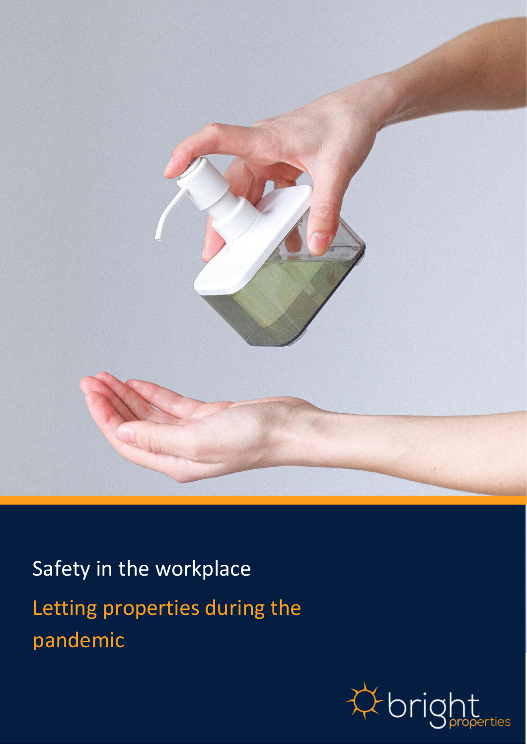# Safety in the workplace

## Letting properties during the pandemic

bright properties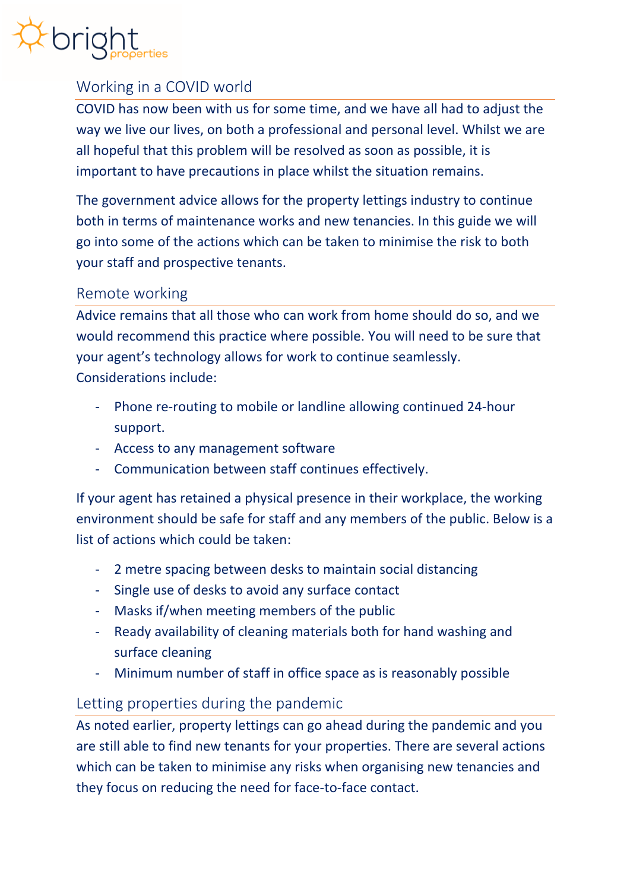## Working in a COVID world

COVID has now been with us for some time, and we have all had to adjust the way we live our lives, on both a professional and personal level. Whilst we are all hopeful that this problem will be resolved as soon as possible, it is important to have precautions in place whilst the situation remains.

The government advice allows for the property lettings industry to continue both in terms of maintenance works and new tenancies. In this guide we will go into some of the actions which can be taken to minimise the risk to both your staff and prospective tenants.

## Remote working

Advice remains that all those who can work from home should do so, and we would recommend this practice where possible. You will need to be sure that your agent's technology allows for work to continue seamlessly.
Considerations include:

- Phone re-routing to mobile or landline allowing continued 24-hour support.
- Access to any management software
- Communication between staff continues effectively.

If your agent has retained a physical presence in their workplace, the working environment should be safe for staff and any members of the public. Below is a list of actions which could be taken:

- 2 metre spacing between desks to maintain social distancing
- Single use of desks to avoid any surface contact
- Masks if/when meeting members of the public
- Ready availability of cleaning materials both for hand washing and surface cleaning
- Minimum number of staff in office space as is reasonably possible

## Letting properties during the pandemic

As noted earlier, property lettings can go ahead during the pandemic and you are still able to find new tenants for your properties. There are several actions which can be taken to minimise any risks when organising new tenancies and they focus on reducing the need for face-to-face contact.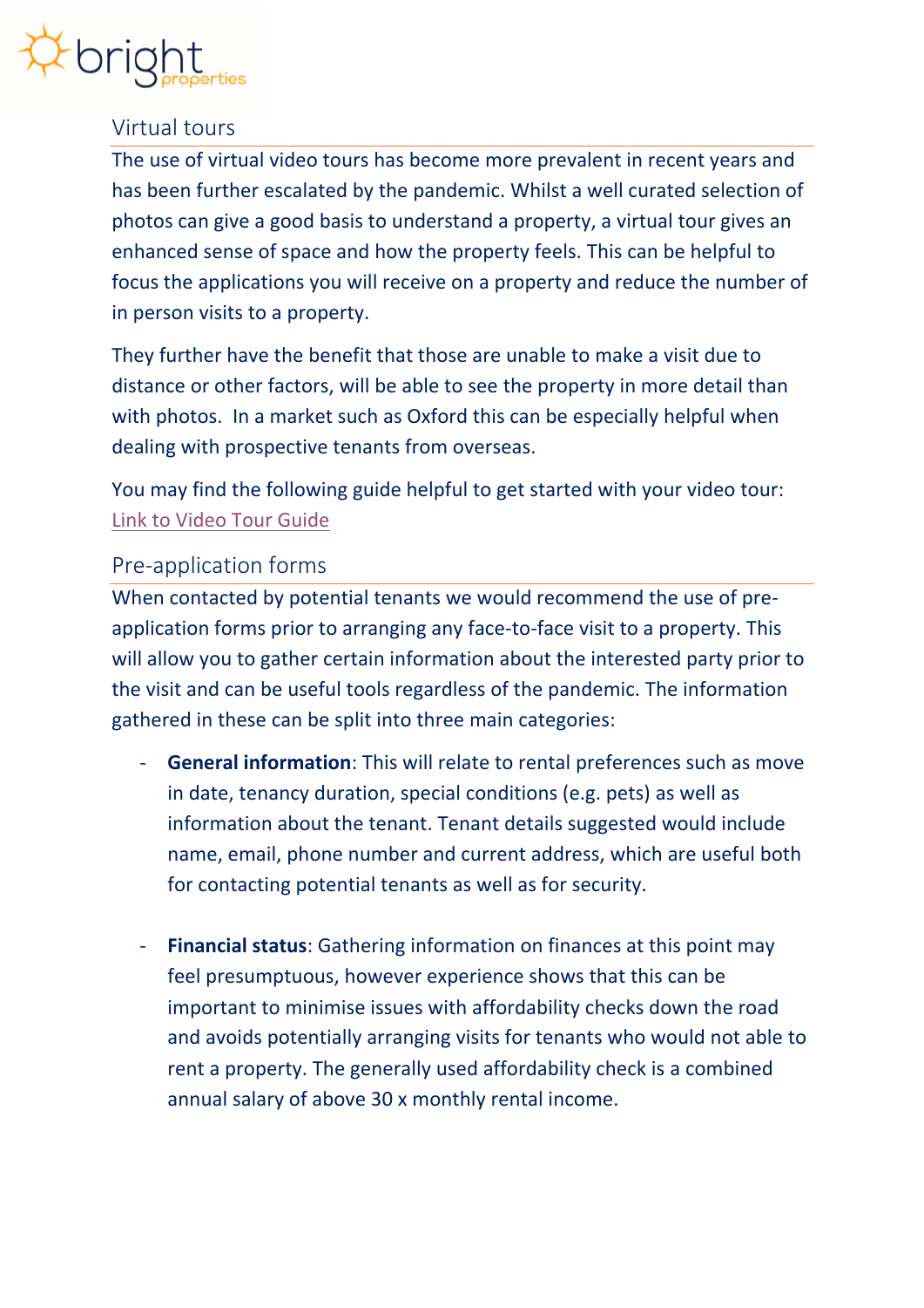## Virtual tours

The use of virtual video tours has become more prevalent in recent years and has been further escalated by the pandemic. Whilst a well curated selection of photos can give a good basis to understand a property, a virtual tour gives an enhanced sense of space and how the property feels. This can be helpful to focus the applications you will receive on a property and reduce the number of in person visits to a property.

They further have the benefit that those are unable to make a visit due to distance or other factors, will be able to see the property in more detail than with photos. In a market such as Oxford this can be especially helpful when dealing with prospective tenants from overseas.

You may find the following guide helpful to get started with your video tour: Link to Video Tour Guide

## Pre-application forms

When contacted by potential tenants we would recommend the use of pre-application forms prior to arranging any face-to-face visit to a property. This will allow you to gather certain information about the interested party prior to the visit and can be useful tools regardless of the pandemic. The information gathered in these can be split into three main categories:

- **General information**: This will relate to rental preferences such as move in date, tenancy duration, special conditions (e.g. pets) as well as information about the tenant. Tenant details suggested would include name, email, phone number and current address, which are useful both for contacting potential tenants as well as for security.

- **Financial status**: Gathering information on finances at this point may feel presumptuous, however experience shows that this can be important to minimise issues with affordability checks down the road and avoids potentially arranging visits for tenants who would not able to rent a property. The generally used affordability check is a combined annual salary of above 30 x monthly rental income.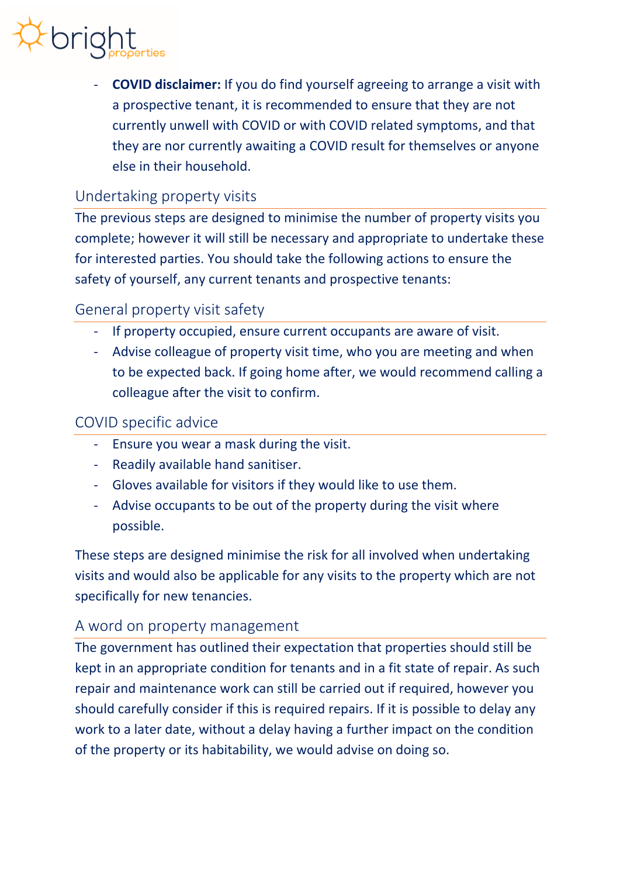- **COVID disclaimer:** If you do find yourself agreeing to arrange a visit with a prospective tenant, it is recommended to ensure that they are not currently unwell with COVID or with COVID related symptoms, and that they are nor currently awaiting a COVID result for themselves or anyone else in their household.

## Undertaking property visits

The previous steps are designed to minimise the number of property visits you complete; however it will still be necessary and appropriate to undertake these for interested parties. You should take the following actions to ensure the safety of yourself, any current tenants and prospective tenants:

## General property visit safety

- If property occupied, ensure current occupants are aware of visit.
- Advise colleague of property visit time, who you are meeting and when to be expected back. If going home after, we would recommend calling a colleague after the visit to confirm.

## COVID specific advice

- Ensure you wear a mask during the visit.
- Readily available hand sanitiser.
- Gloves available for visitors if they would like to use them.
- Advise occupants to be out of the property during the visit where possible.

These steps are designed minimise the risk for all involved when undertaking visits and would also be applicable for any visits to the property which are not specifically for new tenancies.

## A word on property management

The government has outlined their expectation that properties should still be kept in an appropriate condition for tenants and in a fit state of repair. As such repair and maintenance work can still be carried out if required, however you should carefully consider if this is required repairs. If it is possible to delay any work to a later date, without a delay having a further impact on the condition of the property or its habitability, we would advise on doing so.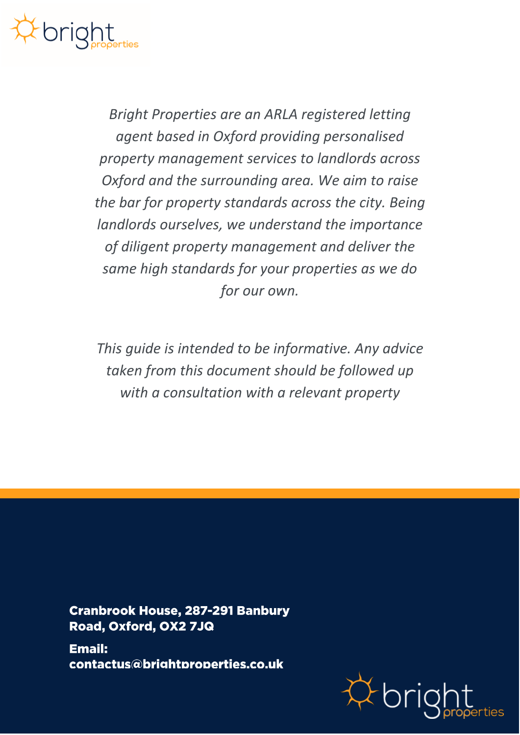*Bright Properties are an ARLA registered letting agent based in Oxford providing personalised property management services to landlords across Oxford and the surrounding area. We aim to raise the bar for property standards across the city. Being landlords ourselves, we understand the importance of diligent property management and deliver the same high standards for your properties as we do for our own.*

*This guide is intended to be informative. Any advice taken from this document should be followed up with a consultation with a relevant property*

**Cranbrook House, 287-291 Banbury Road, Oxford, OX2 7JQ**

**Email: contactus@brightproperties.co.uk**